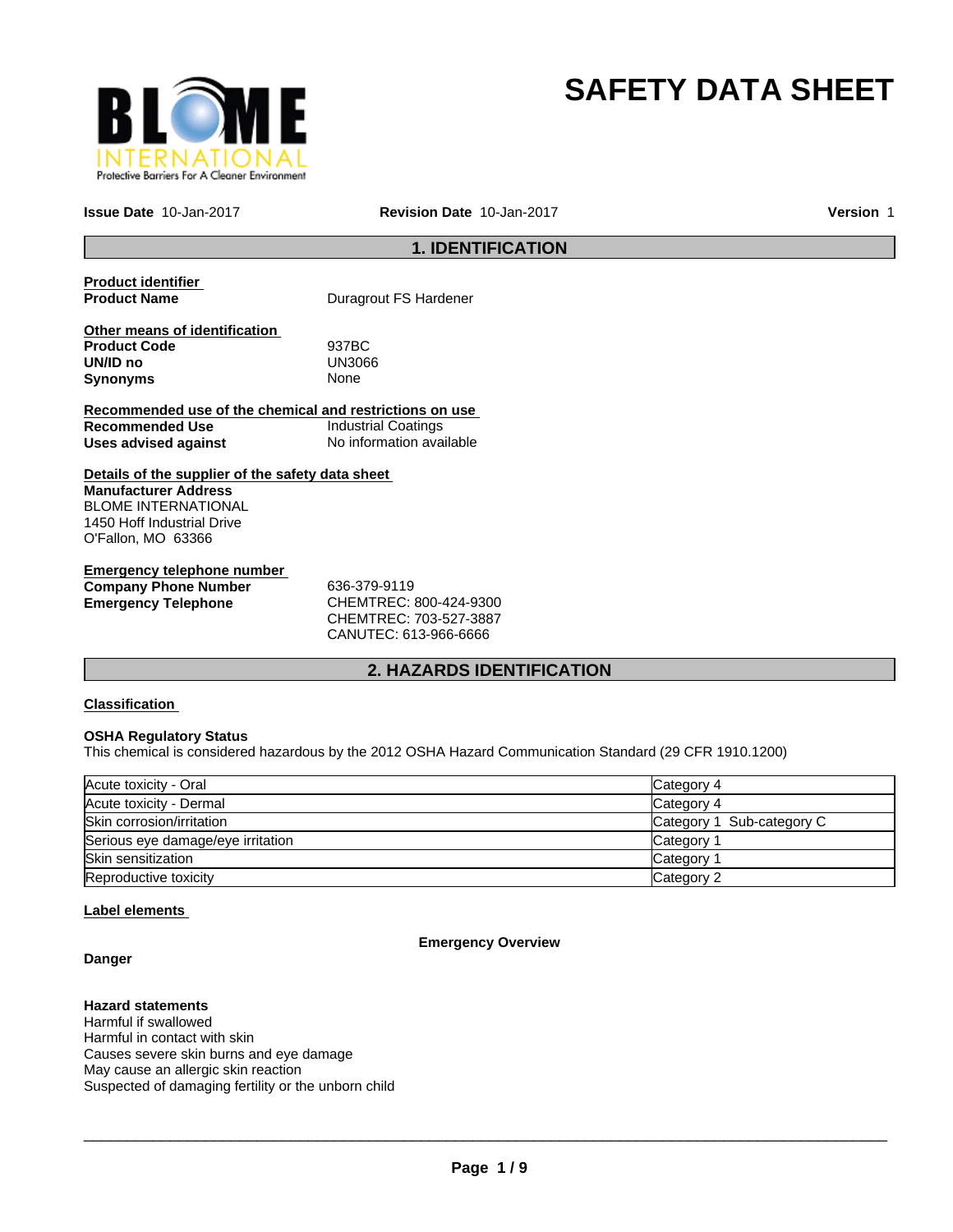# SAFETY DATA SHEET

**Issue Date** 10-Jan-2017 **Revision Date** 10-Jan-2017 **Version** 1

## 1. IDENTIFICATION

**Product identifier**

**Product Name** Duragrout FS Hardener

**Other means of identification**

**Product Code** 937BC

**UN/ID no** UN3066

**Synonyms** None

**Recommended use of the chemical and restrictions on use**

**Recommended Use** Industrial Coatings

**Uses advised against** No information available

**Details of the supplier of the safety data sheet**

**Manufacturer Address**
BLOME INTERNATIONAL
1450 Hoff Industrial Drive
O'Fallon, MO 63366

**Emergency telephone number**

**Company Phone Number** 636-379-9119

**Emergency Telephone** CHEMTREC: 800-424-9300
CHEMTREC: 703-527-3887
CANUTEC: 613-966-6666

## 2. HAZARDS IDENTIFICATION

**Classification**

**OSHA Regulatory Status**
This chemical is considered hazardous by the 2012 OSHA Hazard Communication Standard (29 CFR 1910.1200)

| | |
|---|---|
| Acute toxicity - Oral | Category 4 |
| Acute toxicity - Dermal | Category 4 |
| Skin corrosion/irritation | Category 1 Sub-category C |
| Serious eye damage/eye irritation | Category 1 |
| Skin sensitization | Category 1 |
| Reproductive toxicity | Category 2 |

**Label elements**

**Emergency Overview**

**Danger**

**Hazard statements**
Harmful if swallowed
Harmful in contact with skin
Causes severe skin burns and eye damage
May cause an allergic skin reaction
Suspected of damaging fertility or the unborn child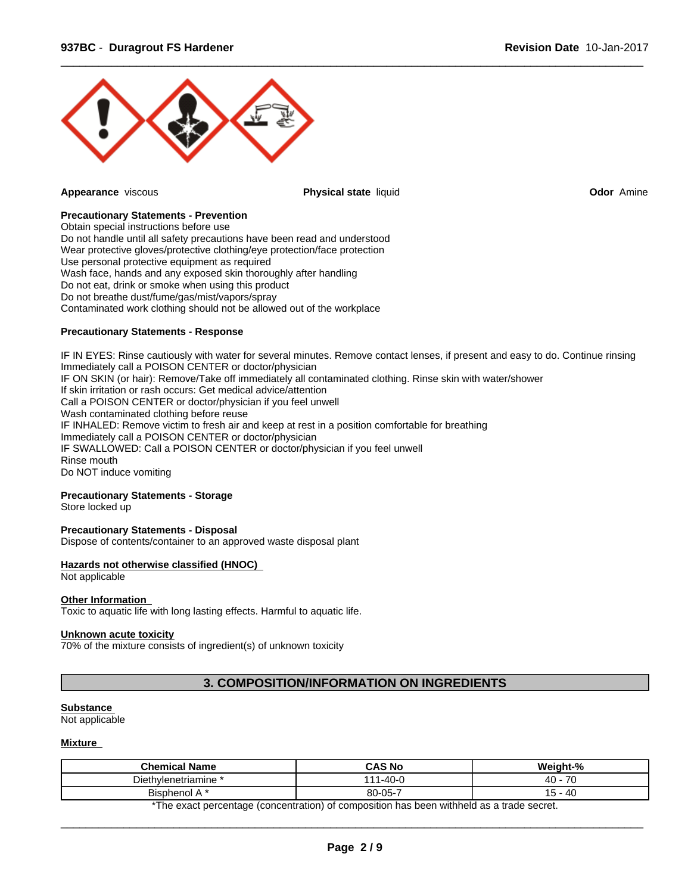**Appearance** viscous

**Physical state** liquid

**Odor** Amine

**Precautionary Statements - Prevention**

Obtain special instructions before use
Do not handle until all safety precautions have been read and understood
Wear protective gloves/protective clothing/eye protection/face protection
Use personal protective equipment as required
Wash face, hands and any exposed skin thoroughly after handling
Do not eat, drink or smoke when using this product
Do not breathe dust/fume/gas/mist/vapors/spray
Contaminated work clothing should not be allowed out of the workplace

**Precautionary Statements - Response**

IF IN EYES: Rinse cautiously with water for several minutes. Remove contact lenses, if present and easy to do. Continue rinsing
Immediately call a POISON CENTER or doctor/physician
IF ON SKIN (or hair): Remove/Take off immediately all contaminated clothing. Rinse skin with water/shower
If skin irritation or rash occurs: Get medical advice/attention
Call a POISON CENTER or doctor/physician if you feel unwell
Wash contaminated clothing before reuse
IF INHALED: Remove victim to fresh air and keep at rest in a position comfortable for breathing
Immediately call a POISON CENTER or doctor/physician
IF SWALLOWED: Call a POISON CENTER or doctor/physician if you feel unwell
Rinse mouth
Do NOT induce vomiting

**Precautionary Statements - Storage**

Store locked up

**Precautionary Statements - Disposal**

Dispose of contents/container to an approved waste disposal plant

**Hazards not otherwise classified (HNOC)**

Not applicable

**Other Information**

Toxic to aquatic life with long lasting effects. Harmful to aquatic life.

**Unknown acute toxicity**

70% of the mixture consists of ingredient(s) of unknown toxicity

## 3. COMPOSITION/INFORMATION ON INGREDIENTS

**Substance**

Not applicable

**Mixture**

| Chemical Name | CAS No | Weight-% |
|---|---|---|
| Diethylenetriamine * | 111-40-0 | 40 - 70 |
| Bisphenol A * | 80-05-7 | 15 - 40 |

*The exact percentage (concentration) of composition has been withheld as a trade secret.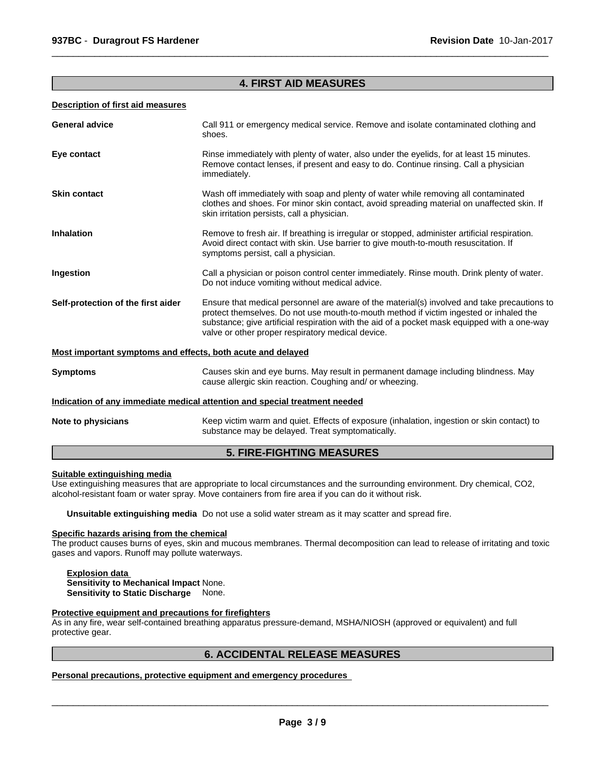## 4. FIRST AID MEASURES

**Description of first aid measures**

**General advice** Call 911 or emergency medical service. Remove and isolate contaminated clothing and shoes.

**Eye contact** Rinse immediately with plenty of water, also under the eyelids, for at least 15 minutes. Remove contact lenses, if present and easy to do. Continue rinsing. Call a physician immediately.

**Skin contact** Wash off immediately with soap and plenty of water while removing all contaminated clothes and shoes. For minor skin contact, avoid spreading material on unaffected skin. If skin irritation persists, call a physician.

**Inhalation** Remove to fresh air. If breathing is irregular or stopped, administer artificial respiration. Avoid direct contact with skin. Use barrier to give mouth-to-mouth resuscitation. If symptoms persist, call a physician.

**Ingestion** Call a physician or poison control center immediately. Rinse mouth. Drink plenty of water. Do not induce vomiting without medical advice.

**Self-protection of the first aider** Ensure that medical personnel are aware of the material(s) involved and take precautions to protect themselves. Do not use mouth-to-mouth method if victim ingested or inhaled the substance; give artificial respiration with the aid of a pocket mask equipped with a one-way valve or other proper respiratory medical device.

**Most important symptoms and effects, both acute and delayed**

**Symptoms** Causes skin and eye burns. May result in permanent damage including blindness. May cause allergic skin reaction. Coughing and/ or wheezing.

**Indication of any immediate medical attention and special treatment needed**

**Note to physicians** Keep victim warm and quiet. Effects of exposure (inhalation, ingestion or skin contact) to substance may be delayed. Treat symptomatically.

## 5. FIRE-FIGHTING MEASURES

**Suitable extinguishing media**

Use extinguishing measures that are appropriate to local circumstances and the surrounding environment. Dry chemical, CO2, alcohol-resistant foam or water spray. Move containers from fire area if you can do it without risk.

**Unsuitable extinguishing media** Do not use a solid water stream as it may scatter and spread fire.

**Specific hazards arising from the chemical**

The product causes burns of eyes, skin and mucous membranes. Thermal decomposition can lead to release of irritating and toxic gases and vapors. Runoff may pollute waterways.

**Explosion data**
**Sensitivity to Mechanical Impact** None.
**Sensitivity to Static Discharge** None.

**Protective equipment and precautions for firefighters**

As in any fire, wear self-contained breathing apparatus pressure-demand, MSHA/NIOSH (approved or equivalent) and full protective gear.

## 6. ACCIDENTAL RELEASE MEASURES

**Personal precautions, protective equipment and emergency procedures**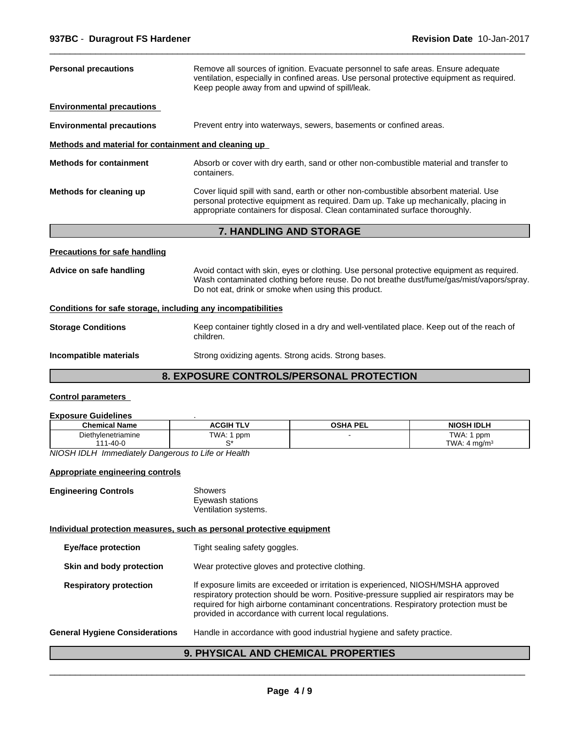**Personal precautions** Remove all sources of ignition. Evacuate personnel to safe areas. Ensure adequate ventilation, especially in confined areas. Use personal protective equipment as required. Keep people away from and upwind of spill/leak.

**Environmental precautions**

**Environmental precautions** Prevent entry into waterways, sewers, basements or confined areas.

**Methods and material for containment and cleaning up**

**Methods for containment** Absorb or cover with dry earth, sand or other non-combustible material and transfer to containers.

**Methods for cleaning up** Cover liquid spill with sand, earth or other non-combustible absorbent material. Use personal protective equipment as required. Dam up. Take up mechanically, placing in appropriate containers for disposal. Clean contaminated surface thoroughly.

## 7. HANDLING AND STORAGE

**Precautions for safe handling**

**Advice on safe handling** Avoid contact with skin, eyes or clothing. Use personal protective equipment as required. Wash contaminated clothing before reuse. Do not breathe dust/fume/gas/mist/vapors/spray. Do not eat, drink or smoke when using this product.

**Conditions for safe storage, including any incompatibilities**

**Storage Conditions** Keep container tightly closed in a dry and well-ventilated place. Keep out of the reach of children.

**Incompatible materials** Strong oxidizing agents. Strong acids. Strong bases.

## 8. EXPOSURE CONTROLS/PERSONAL PROTECTION

**Control parameters**

**Exposure Guidelines** .

| Chemical Name | ACGIH TLV | OSHA PEL | NIOSH IDLH |
|---|---|---|---|
| Diethylenetriamine 111-40-0 | TWA: 1 ppm S* | - | TWA: 1 ppm TWA: 4 mg/m³ |

*NIOSH IDLH Immediately Dangerous to Life or Health*

**Appropriate engineering controls**

**Engineering Controls** Showers
Eyewash stations
Ventilation systems.

**Individual protection measures, such as personal protective equipment**

**Eye/face protection** Tight sealing safety goggles.

**Skin and body protection** Wear protective gloves and protective clothing.

**Respiratory protection** If exposure limits are exceeded or irritation is experienced, NIOSH/MSHA approved respiratory protection should be worn. Positive-pressure supplied air respirators may be required for high airborne contaminant concentrations. Respiratory protection must be provided in accordance with current local regulations.

**General Hygiene Considerations** Handle in accordance with good industrial hygiene and safety practice.

## 9. PHYSICAL AND CHEMICAL PROPERTIES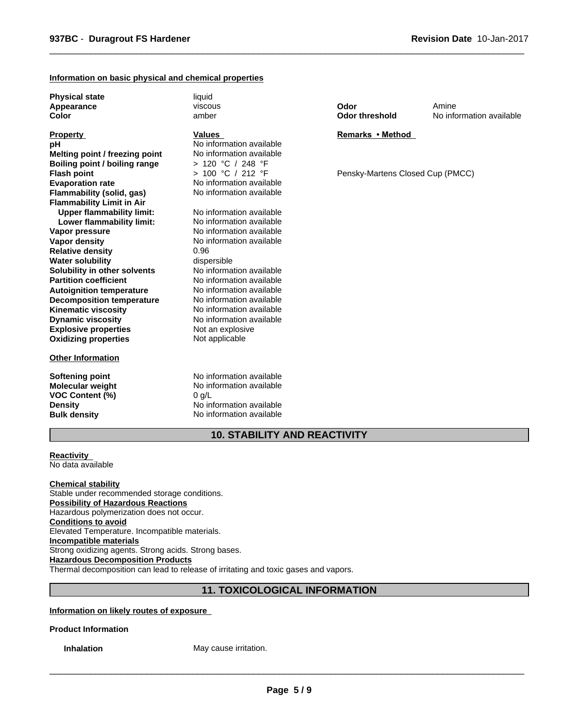**Information on basic physical and chemical properties**

| | | | |
|---|---|---|---|
| **Physical state** | liquid | | |
| **Appearance** | viscous | **Odor** | Amine |
| **Color** | amber | **Odor threshold** | No information available |

| **Property** | **Values** | **Remarks • Method** |
|---|---|---|
| **pH** | No information available | |
| **Melting point / freezing point** | No information available | |
| **Boiling point / boiling range** | > 120 °C / 248 °F | |
| **Flash point** | > 100 °C / 212 °F | Pensky-Martens Closed Cup (PMCC) |
| **Evaporation rate** | No information available | |
| **Flammability (solid, gas)** | No information available | |
| **Flammability Limit in Air** | | |
| **Upper flammability limit:** | No information available | |
| **Lower flammability limit:** | No information available | |
| **Vapor pressure** | No information available | |
| **Vapor density** | No information available | |
| **Relative density** | 0.96 | |
| **Water solubility** | dispersible | |
| **Solubility in other solvents** | No information available | |
| **Partition coefficient** | No information available | |
| **Autoignition temperature** | No information available | |
| **Decomposition temperature** | No information available | |
| **Kinematic viscosity** | No information available | |
| **Dynamic viscosity** | No information available | |
| **Explosive properties** | Not an explosive | |
| **Oxidizing properties** | Not applicable | |

**Other Information**

| | |
|---|---|
| **Softening point** | No information available |
| **Molecular weight** | No information available |
| **VOC Content (%)** | 0 g/L |
| **Density** | No information available |
| **Bulk density** | No information available |

## 10. STABILITY AND REACTIVITY

**Reactivity**
No data available

**Chemical stability**
Stable under recommended storage conditions.

**Possibility of Hazardous Reactions**
Hazardous polymerization does not occur.

**Conditions to avoid**
Elevated Temperature. Incompatible materials.

**Incompatible materials**
Strong oxidizing agents. Strong acids. Strong bases.

**Hazardous Decomposition Products**
Thermal decomposition can lead to release of irritating and toxic gases and vapors.

## 11. TOXICOLOGICAL INFORMATION

**Information on likely routes of exposure**

**Product Information**

**Inhalation** May cause irritation.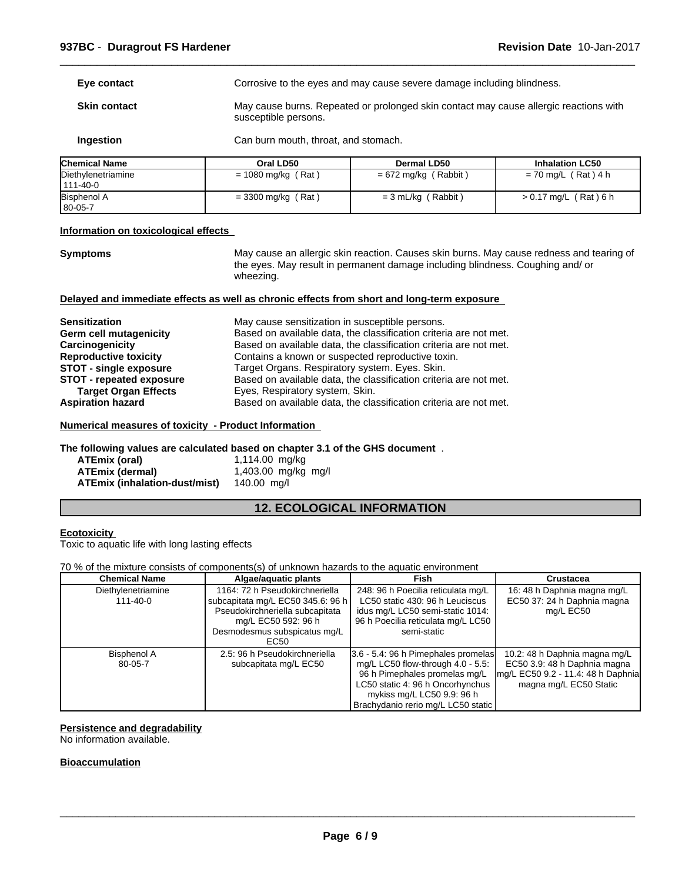**Eye contact** Corrosive to the eyes and may cause severe damage including blindness.

**Skin contact** May cause burns. Repeated or prolonged skin contact may cause allergic reactions with susceptible persons.

**Ingestion** Can burn mouth, throat, and stomach.

| Chemical Name | Oral LD50 | Dermal LD50 | Inhalation LC50 |
|---|---|---|---|
| Diethylenetriamine 111-40-0 | = 1080 mg/kg ( Rat ) | = 672 mg/kg ( Rabbit ) | = 70 mg/L ( Rat ) 4 h |
| Bisphenol A 80-05-7 | = 3300 mg/kg ( Rat ) | = 3 mL/kg ( Rabbit ) | > 0.17 mg/L ( Rat ) 6 h |

**Information on toxicological effects**

**Symptoms** May cause an allergic skin reaction. Causes skin burns. May cause redness and tearing of the eyes. May result in permanent damage including blindness. Coughing and/ or wheezing.

**Delayed and immediate effects as well as chronic effects from short and long-term exposure**

**Sensitization** May cause sensitization in susceptible persons.
**Germ cell mutagenicity** Based on available data, the classification criteria are not met.
**Carcinogenicity** Based on available data, the classification criteria are not met.
**Reproductive toxicity** Contains a known or suspected reproductive toxin.
**STOT - single exposure** Target Organs. Respiratory system. Eyes. Skin.
**STOT - repeated exposure** Based on available data, the classification criteria are not met.
**Target Organ Effects** Eyes, Respiratory system, Skin.
**Aspiration hazard** Based on available data, the classification criteria are not met.

**Numerical measures of toxicity - Product Information**

**The following values are calculated based on chapter 3.1 of the GHS document** .

**ATEmix (oral)** 1,114.00 mg/kg
**ATEmix (dermal)** 1,403.00 mg/kg mg/l
**ATEmix (inhalation-dust/mist)** 140.00 mg/l

## 12. ECOLOGICAL INFORMATION

**Ecotoxicity**
Toxic to aquatic life with long lasting effects

70 % of the mixture consists of components(s) of unknown hazards to the aquatic environment

| Chemical Name | Algae/aquatic plants | Fish | Crustacea |
|---|---|---|---|
| Diethylenetriamine 111-40-0 | 1164: 72 h Pseudokirchneriella subcapitata mg/L EC50 345.6: 96 h Pseudokirchneriella subcapitata mg/L EC50 592: 96 h Desmodesmus subspicatus mg/L EC50 | 248: 96 h Poecilia reticulata mg/L LC50 static 430: 96 h Leuciscus idus mg/L LC50 semi-static 1014: 96 h Poecilia reticulata mg/L LC50 semi-static | 16: 48 h Daphnia magna mg/L EC50 37: 24 h Daphnia magna mg/L EC50 |
| Bisphenol A 80-05-7 | 2.5: 96 h Pseudokirchneriella subcapitata mg/L EC50 | 3.6 - 5.4: 96 h Pimephales promelas mg/L LC50 flow-through 4.0 - 5.5: 96 h Pimephales promelas mg/L LC50 static 4: 96 h Oncorhynchus mykiss mg/L LC50 9.9: 96 h Brachydanio rerio mg/L LC50 static | 10.2: 48 h Daphnia magna mg/L EC50 3.9: 48 h Daphnia magna mg/L EC50 9.2 - 11.4: 48 h Daphnia magna mg/L EC50 Static |

**Persistence and degradability**
No information available.

**Bioaccumulation**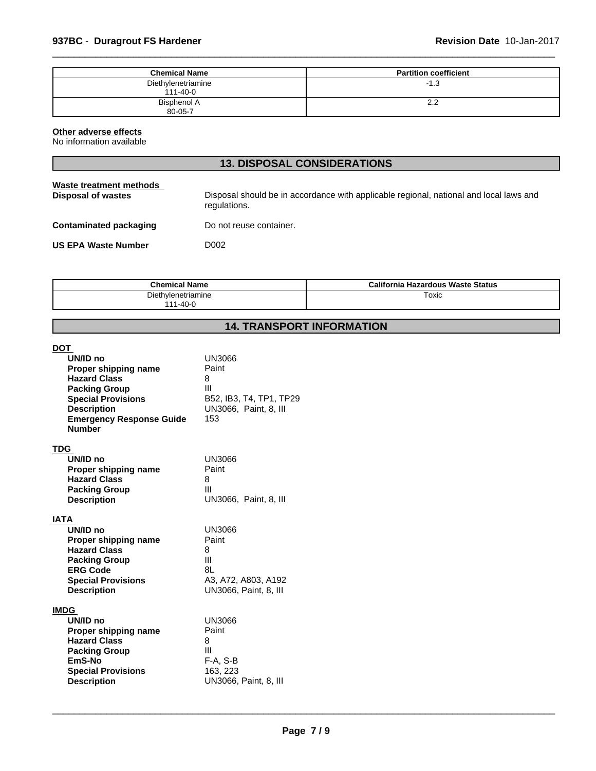| Chemical Name | Partition coefficient |
| --- | --- |
| Diethylenetriamine<br>111-40-0 | -1.3 |
| Bisphenol A<br>80-05-7 | 2.2 |

**Other adverse effects**
No information available

## 13. DISPOSAL CONSIDERATIONS

**Waste treatment methods**

**Disposal of wastes** Disposal should be in accordance with applicable regional, national and local laws and regulations.

**Contaminated packaging** Do not reuse container.

**US EPA Waste Number** D002

| Chemical Name | California Hazardous Waste Status |
| --- | --- |
| Diethylenetriamine<br>111-40-0 | Toxic |

## 14. TRANSPORT INFORMATION

**DOT**

| | |
| --- | --- |
| **UN/ID no** | UN3066 |
| **Proper shipping name** | Paint |
| **Hazard Class** | 8 |
| **Packing Group** | III |
| **Special Provisions** | B52, IB3, T4, TP1, TP29 |
| **Description** | UN3066, Paint, 8, III |
| **Emergency Response Guide Number** | 153 |

**TDG**

| | |
| --- | --- |
| **UN/ID no** | UN3066 |
| **Proper shipping name** | Paint |
| **Hazard Class** | 8 |
| **Packing Group** | III |
| **Description** | UN3066, Paint, 8, III |

**IATA**

| | |
| --- | --- |
| **UN/ID no** | UN3066 |
| **Proper shipping name** | Paint |
| **Hazard Class** | 8 |
| **Packing Group** | III |
| **ERG Code** | 8L |
| **Special Provisions** | A3, A72, A803, A192 |
| **Description** | UN3066, Paint, 8, III |

**IMDG**

| | |
| --- | --- |
| **UN/ID no** | UN3066 |
| **Proper shipping name** | Paint |
| **Hazard Class** | 8 |
| **Packing Group** | III |
| **EmS-No** | F-A, S-B |
| **Special Provisions** | 163, 223 |
| **Description** | UN3066, Paint, 8, III |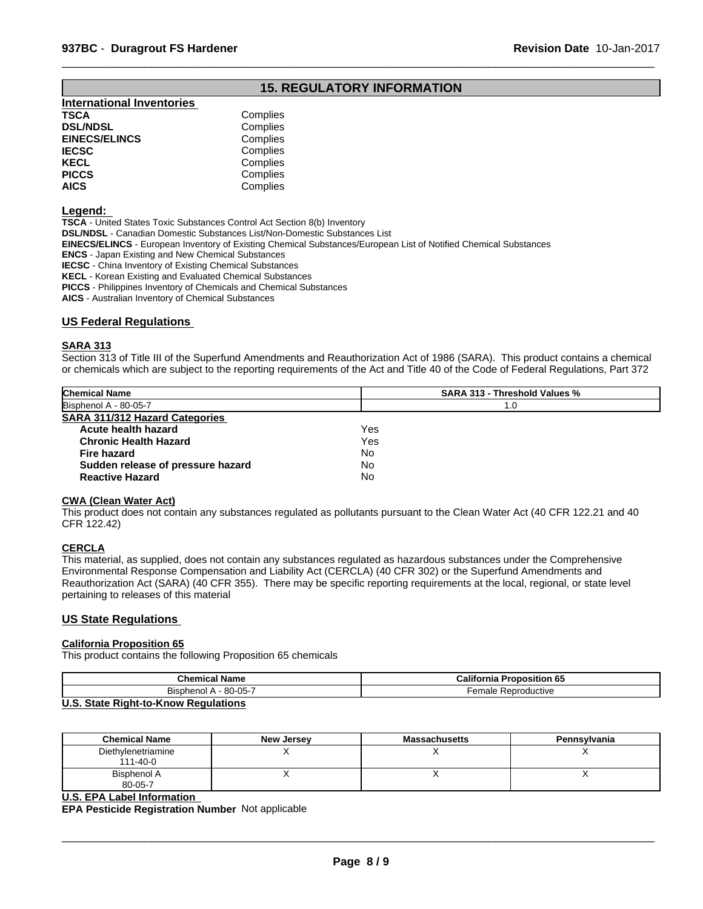## 15. REGULATORY INFORMATION

### International Inventories

| | |
|---|---|
| **TSCA** | Complies |
| **DSL/NDSL** | Complies |
| **EINECS/ELINCS** | Complies |
| **IECSC** | Complies |
| **KECL** | Complies |
| **PICCS** | Complies |
| **AICS** | Complies |

### Legend:

**TSCA** - United States Toxic Substances Control Act Section 8(b) Inventory
**DSL/NDSL** - Canadian Domestic Substances List/Non-Domestic Substances List
**EINECS/ELINCS** - European Inventory of Existing Chemical Substances/European List of Notified Chemical Substances
**ENCS** - Japan Existing and New Chemical Substances
**IECSC** - China Inventory of Existing Chemical Substances
**KECL** - Korean Existing and Evaluated Chemical Substances
**PICCS** - Philippines Inventory of Chemicals and Chemical Substances
**AICS** - Australian Inventory of Chemical Substances

### US Federal Regulations

**SARA 313**

Section 313 of Title III of the Superfund Amendments and Reauthorization Act of 1986 (SARA). This product contains a chemical or chemicals which are subject to the reporting requirements of the Act and Title 40 of the Code of Federal Regulations, Part 372

| Chemical Name | SARA 313 - Threshold Values % |
|---|---|
| Bisphenol A - 80-05-7 | 1.0 |

**SARA 311/312 Hazard Categories**

| | |
|---|---|
| **Acute health hazard** | Yes |
| **Chronic Health Hazard** | Yes |
| **Fire hazard** | No |
| **Sudden release of pressure hazard** | No |
| **Reactive Hazard** | No |

**CWA (Clean Water Act)**

This product does not contain any substances regulated as pollutants pursuant to the Clean Water Act (40 CFR 122.21 and 40 CFR 122.42)

**CERCLA**

This material, as supplied, does not contain any substances regulated as hazardous substances under the Comprehensive Environmental Response Compensation and Liability Act (CERCLA) (40 CFR 302) or the Superfund Amendments and Reauthorization Act (SARA) (40 CFR 355). There may be specific reporting requirements at the local, regional, or state level pertaining to releases of this material

### US State Regulations

**California Proposition 65**

This product contains the following Proposition 65 chemicals

| Chemical Name | California Proposition 65 |
|---|---|
| Bisphenol A - 80-05-7 | Female Reproductive |

**U.S. State Right-to-Know Regulations**

| Chemical Name | New Jersey | Massachusetts | Pennsylvania |
|---|---|---|---|
| Diethylenetriamine 111-40-0 | X | X | X |
| Bisphenol A 80-05-7 | X | X | X |

**U.S. EPA Label Information**

**EPA Pesticide Registration Number** Not applicable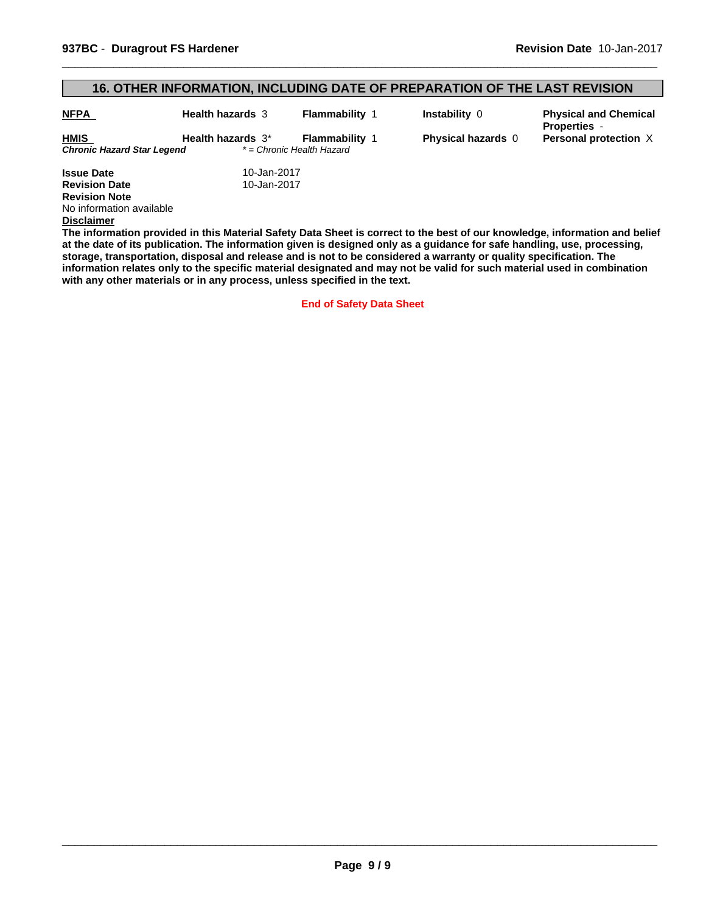## 16. OTHER INFORMATION, INCLUDING DATE OF PREPARATION OF THE LAST REVISION

| | | | | |
|---|---|---|---|---|
| **NFPA** | **Health hazards** 3 | **Flammability** 1 | **Instability** 0 | **Physical and Chemical Properties** - |
| **HMIS** | **Health hazards** 3* | **Flammability** 1 | **Physical hazards** 0 | **Personal protection** X |

***Chronic Hazard Star Legend*** *\* = Chronic Health Hazard*

**Issue Date** 10-Jan-2017
**Revision Date** 10-Jan-2017
**Revision Note**
No information available

**Disclaimer**

**The information provided in this Material Safety Data Sheet is correct to the best of our knowledge, information and belief at the date of its publication. The information given is designed only as a guidance for safe handling, use, processing, storage, transportation, disposal and release and is not to be considered a warranty or quality specification. The information relates only to the specific material designated and may not be valid for such material used in combination with any other materials or in any process, unless specified in the text.**

**End of Safety Data Sheet**